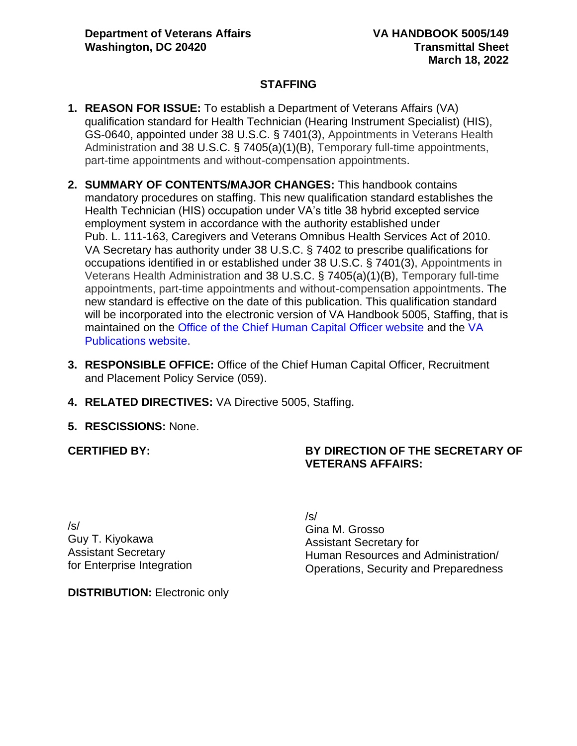**Department of Veterans Affairs**
**Washington, DC 20420**

**VA HANDBOOK 5005/149**
**Transmittal Sheet**
**March 18, 2022**

## STAFFING

1. **REASON FOR ISSUE:** To establish a Department of Veterans Affairs (VA) qualification standard for Health Technician (Hearing Instrument Specialist) (HIS), GS-0640, appointed under 38 U.S.C. § 7401(3), Appointments in Veterans Health Administration and 38 U.S.C. § 7405(a)(1)(B), Temporary full-time appointments, part-time appointments and without-compensation appointments.

2. **SUMMARY OF CONTENTS/MAJOR CHANGES:** This handbook contains mandatory procedures on staffing. This new qualification standard establishes the Health Technician (HIS) occupation under VA's title 38 hybrid excepted service employment system in accordance with the authority established under Pub. L. 111-163, Caregivers and Veterans Omnibus Health Services Act of 2010. VA Secretary has authority under 38 U.S.C. § 7402 to prescribe qualifications for occupations identified in or established under 38 U.S.C. § 7401(3), Appointments in Veterans Health Administration and 38 U.S.C. § 7405(a)(1)(B), Temporary full-time appointments, part-time appointments and without-compensation appointments. The new standard is effective on the date of this publication. This qualification standard will be incorporated into the electronic version of VA Handbook 5005, Staffing, that is maintained on the Office of the Chief Human Capital Officer website and the VA Publications website.

3. **RESPONSIBLE OFFICE:** Office of the Chief Human Capital Officer, Recruitment and Placement Policy Service (059).

4. **RELATED DIRECTIVES:** VA Directive 5005, Staffing.

5. **RESCISSIONS:** None.

**CERTIFIED BY:**

/s/
Guy T. Kiyokawa
Assistant Secretary
for Enterprise Integration

**BY DIRECTION OF THE SECRETARY OF VETERANS AFFAIRS:**

/s/
Gina M. Grosso
Assistant Secretary for
Human Resources and Administration/
Operations, Security and Preparedness

**DISTRIBUTION:** Electronic only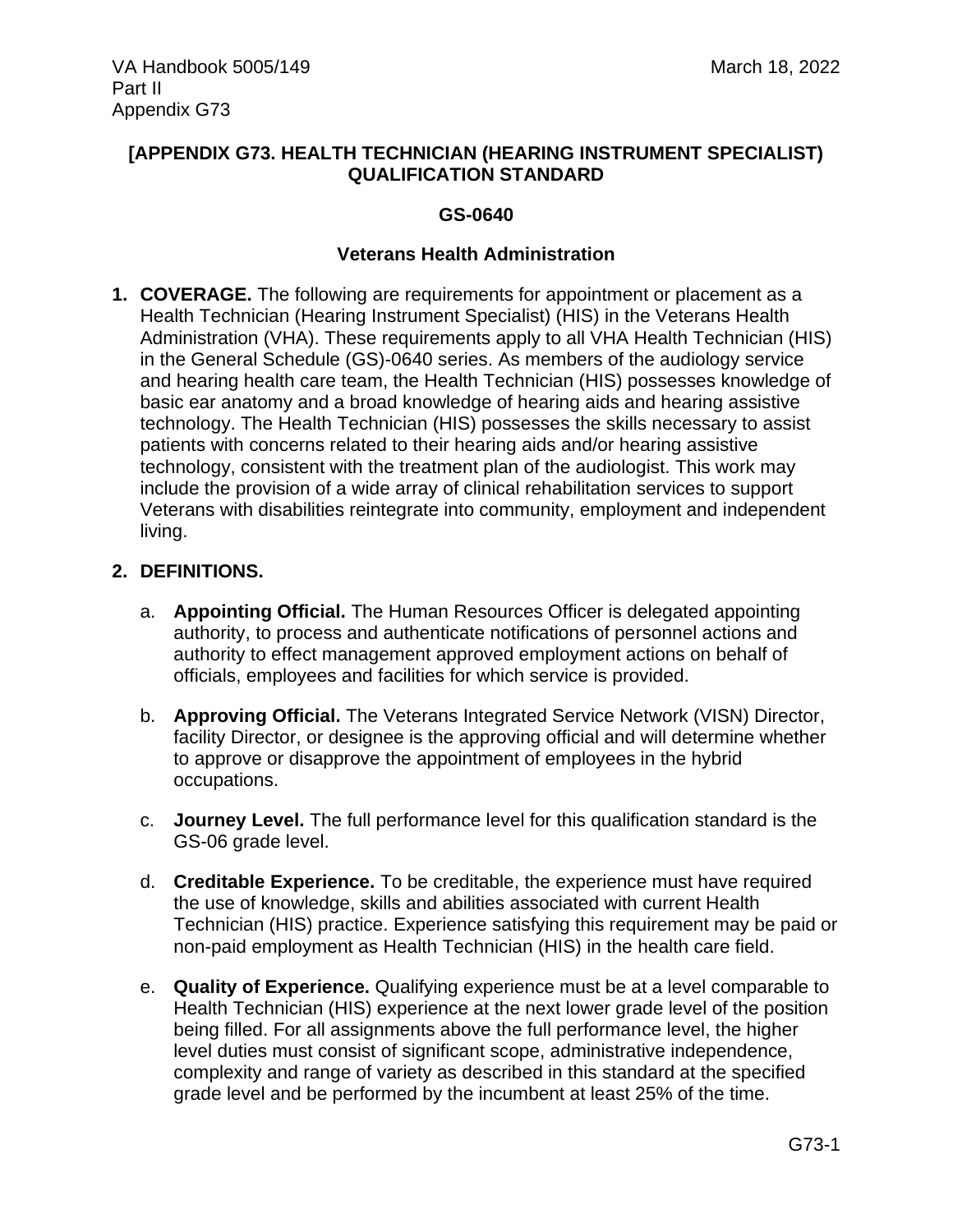**[APPENDIX G73. HEALTH TECHNICIAN (HEARING INSTRUMENT SPECIALIST) QUALIFICATION STANDARD**

**GS-0640**

**Veterans Health Administration**

1. **COVERAGE.** The following are requirements for appointment or placement as a Health Technician (Hearing Instrument Specialist) (HIS) in the Veterans Health Administration (VHA). These requirements apply to all VHA Health Technician (HIS) in the General Schedule (GS)-0640 series. As members of the audiology service and hearing health care team, the Health Technician (HIS) possesses knowledge of basic ear anatomy and a broad knowledge of hearing aids and hearing assistive technology. The Health Technician (HIS) possesses the skills necessary to assist patients with concerns related to their hearing aids and/or hearing assistive technology, consistent with the treatment plan of the audiologist. This work may include the provision of a wide array of clinical rehabilitation services to support Veterans with disabilities reintegrate into community, employment and independent living.

2. **DEFINITIONS.**

   a. **Appointing Official.** The Human Resources Officer is delegated appointing authority, to process and authenticate notifications of personnel actions and authority to effect management approved employment actions on behalf of officials, employees and facilities for which service is provided.

   b. **Approving Official.** The Veterans Integrated Service Network (VISN) Director, facility Director, or designee is the approving official and will determine whether to approve or disapprove the appointment of employees in the hybrid occupations.

   c. **Journey Level.** The full performance level for this qualification standard is the GS-06 grade level.

   d. **Creditable Experience.** To be creditable, the experience must have required the use of knowledge, skills and abilities associated with current Health Technician (HIS) practice. Experience satisfying this requirement may be paid or non-paid employment as Health Technician (HIS) in the health care field.

   e. **Quality of Experience.** Qualifying experience must be at a level comparable to Health Technician (HIS) experience at the next lower grade level of the position being filled. For all assignments above the full performance level, the higher level duties must consist of significant scope, administrative independence, complexity and range of variety as described in this standard at the specified grade level and be performed by the incumbent at least 25% of the time.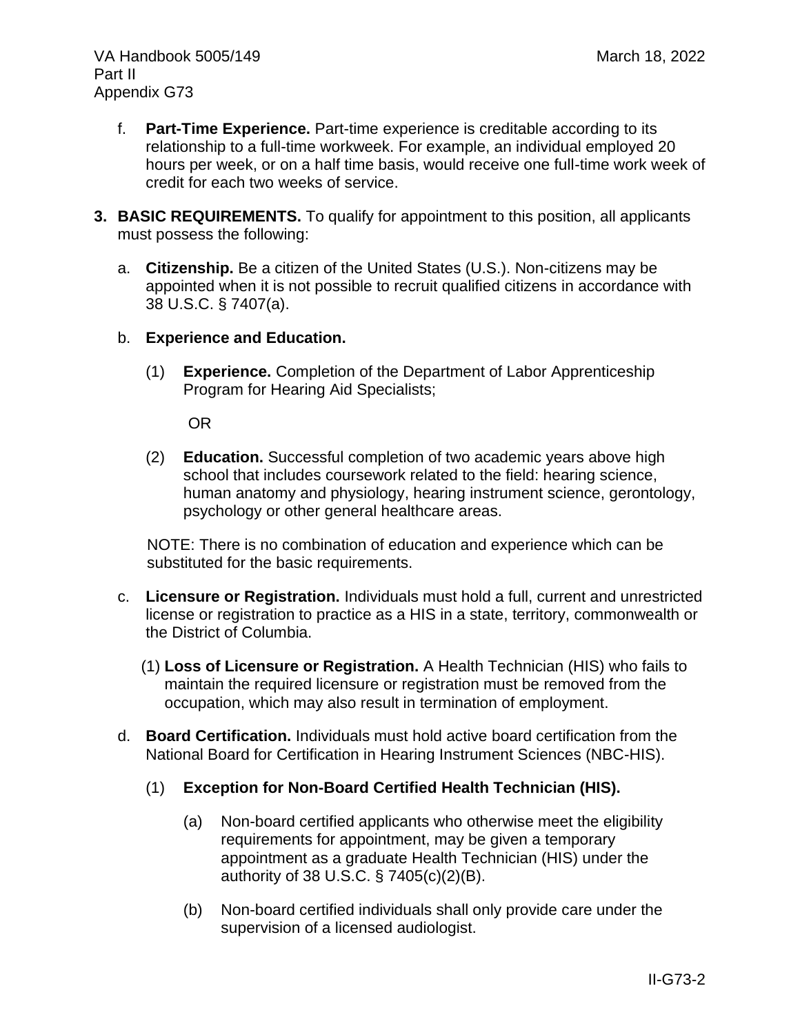f. **Part-Time Experience.** Part-time experience is creditable according to its relationship to a full-time workweek. For example, an individual employed 20 hours per week, or on a half time basis, would receive one full-time work week of credit for each two weeks of service.

**3. BASIC REQUIREMENTS.** To qualify for appointment to this position, all applicants must possess the following:

a. **Citizenship.** Be a citizen of the United States (U.S.). Non-citizens may be appointed when it is not possible to recruit qualified citizens in accordance with 38 U.S.C. § 7407(a).

b. **Experience and Education.**

(1) **Experience.** Completion of the Department of Labor Apprenticeship Program for Hearing Aid Specialists;

OR

(2) **Education.** Successful completion of two academic years above high school that includes coursework related to the field: hearing science, human anatomy and physiology, hearing instrument science, gerontology, psychology or other general healthcare areas.

NOTE: There is no combination of education and experience which can be substituted for the basic requirements.

c. **Licensure or Registration.** Individuals must hold a full, current and unrestricted license or registration to practice as a HIS in a state, territory, commonwealth or the District of Columbia.

(1) **Loss of Licensure or Registration.** A Health Technician (HIS) who fails to maintain the required licensure or registration must be removed from the occupation, which may also result in termination of employment.

d. **Board Certification.** Individuals must hold active board certification from the National Board for Certification in Hearing Instrument Sciences (NBC-HIS).

(1) **Exception for Non-Board Certified Health Technician (HIS).**

(a) Non-board certified applicants who otherwise meet the eligibility requirements for appointment, may be given a temporary appointment as a graduate Health Technician (HIS) under the authority of 38 U.S.C. § 7405(c)(2)(B).

(b) Non-board certified individuals shall only provide care under the supervision of a licensed audiologist.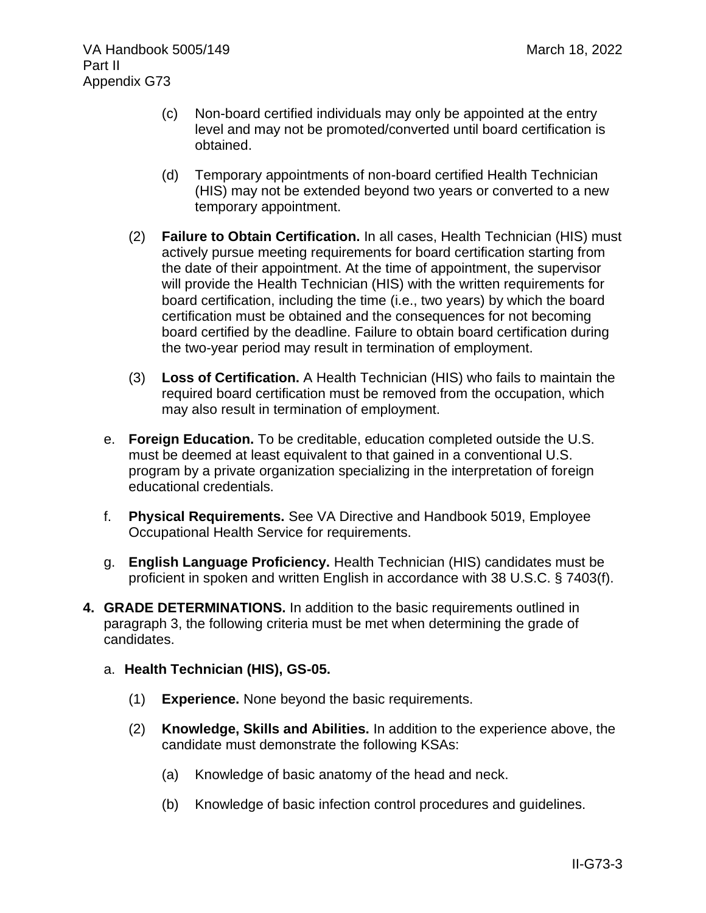(c) Non-board certified individuals may only be appointed at the entry level and may not be promoted/converted until board certification is obtained.

(d) Temporary appointments of non-board certified Health Technician (HIS) may not be extended beyond two years or converted to a new temporary appointment.

(2) **Failure to Obtain Certification.** In all cases, Health Technician (HIS) must actively pursue meeting requirements for board certification starting from the date of their appointment. At the time of appointment, the supervisor will provide the Health Technician (HIS) with the written requirements for board certification, including the time (i.e., two years) by which the board certification must be obtained and the consequences for not becoming board certified by the deadline. Failure to obtain board certification during the two-year period may result in termination of employment.

(3) **Loss of Certification.** A Health Technician (HIS) who fails to maintain the required board certification must be removed from the occupation, which may also result in termination of employment.

e. **Foreign Education.** To be creditable, education completed outside the U.S. must be deemed at least equivalent to that gained in a conventional U.S. program by a private organization specializing in the interpretation of foreign educational credentials.

f. **Physical Requirements.** See VA Directive and Handbook 5019, Employee Occupational Health Service for requirements.

g. **English Language Proficiency.** Health Technician (HIS) candidates must be proficient in spoken and written English in accordance with 38 U.S.C. § 7403(f).

**4. GRADE DETERMINATIONS.** In addition to the basic requirements outlined in paragraph 3, the following criteria must be met when determining the grade of candidates.

a. **Health Technician (HIS), GS-05.**

(1) **Experience.** None beyond the basic requirements.

(2) **Knowledge, Skills and Abilities.** In addition to the experience above, the candidate must demonstrate the following KSAs:

(a) Knowledge of basic anatomy of the head and neck.

(b) Knowledge of basic infection control procedures and guidelines.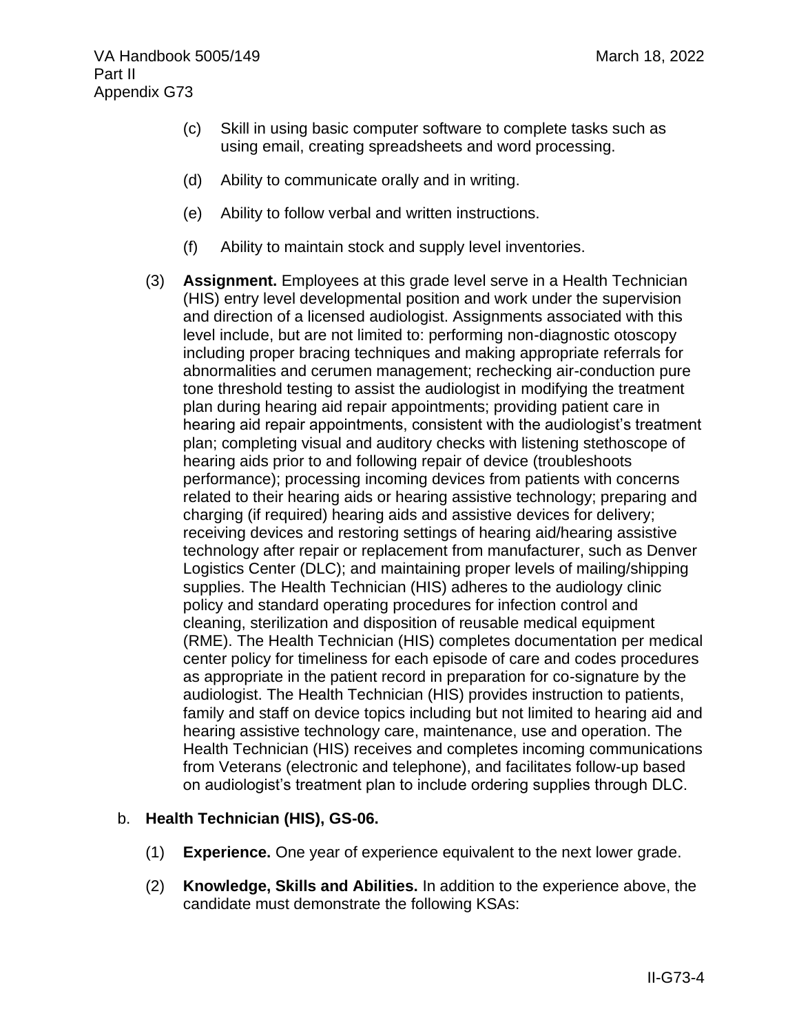(c) Skill in using basic computer software to complete tasks such as using email, creating spreadsheets and word processing.

(d) Ability to communicate orally and in writing.

(e) Ability to follow verbal and written instructions.

(f) Ability to maintain stock and supply level inventories.

(3) **Assignment.** Employees at this grade level serve in a Health Technician (HIS) entry level developmental position and work under the supervision and direction of a licensed audiologist. Assignments associated with this level include, but are not limited to: performing non-diagnostic otoscopy including proper bracing techniques and making appropriate referrals for abnormalities and cerumen management; rechecking air-conduction pure tone threshold testing to assist the audiologist in modifying the treatment plan during hearing aid repair appointments; providing patient care in hearing aid repair appointments, consistent with the audiologist's treatment plan; completing visual and auditory checks with listening stethoscope of hearing aids prior to and following repair of device (troubleshoots performance); processing incoming devices from patients with concerns related to their hearing aids or hearing assistive technology; preparing and charging (if required) hearing aids and assistive devices for delivery; receiving devices and restoring settings of hearing aid/hearing assistive technology after repair or replacement from manufacturer, such as Denver Logistics Center (DLC); and maintaining proper levels of mailing/shipping supplies. The Health Technician (HIS) adheres to the audiology clinic policy and standard operating procedures for infection control and cleaning, sterilization and disposition of reusable medical equipment (RME). The Health Technician (HIS) completes documentation per medical center policy for timeliness for each episode of care and codes procedures as appropriate in the patient record in preparation for co-signature by the audiologist. The Health Technician (HIS) provides instruction to patients, family and staff on device topics including but not limited to hearing aid and hearing assistive technology care, maintenance, use and operation. The Health Technician (HIS) receives and completes incoming communications from Veterans (electronic and telephone), and facilitates follow-up based on audiologist's treatment plan to include ordering supplies through DLC.

b. **Health Technician (HIS), GS-06.**

(1) **Experience.** One year of experience equivalent to the next lower grade.

(2) **Knowledge, Skills and Abilities.** In addition to the experience above, the candidate must demonstrate the following KSAs: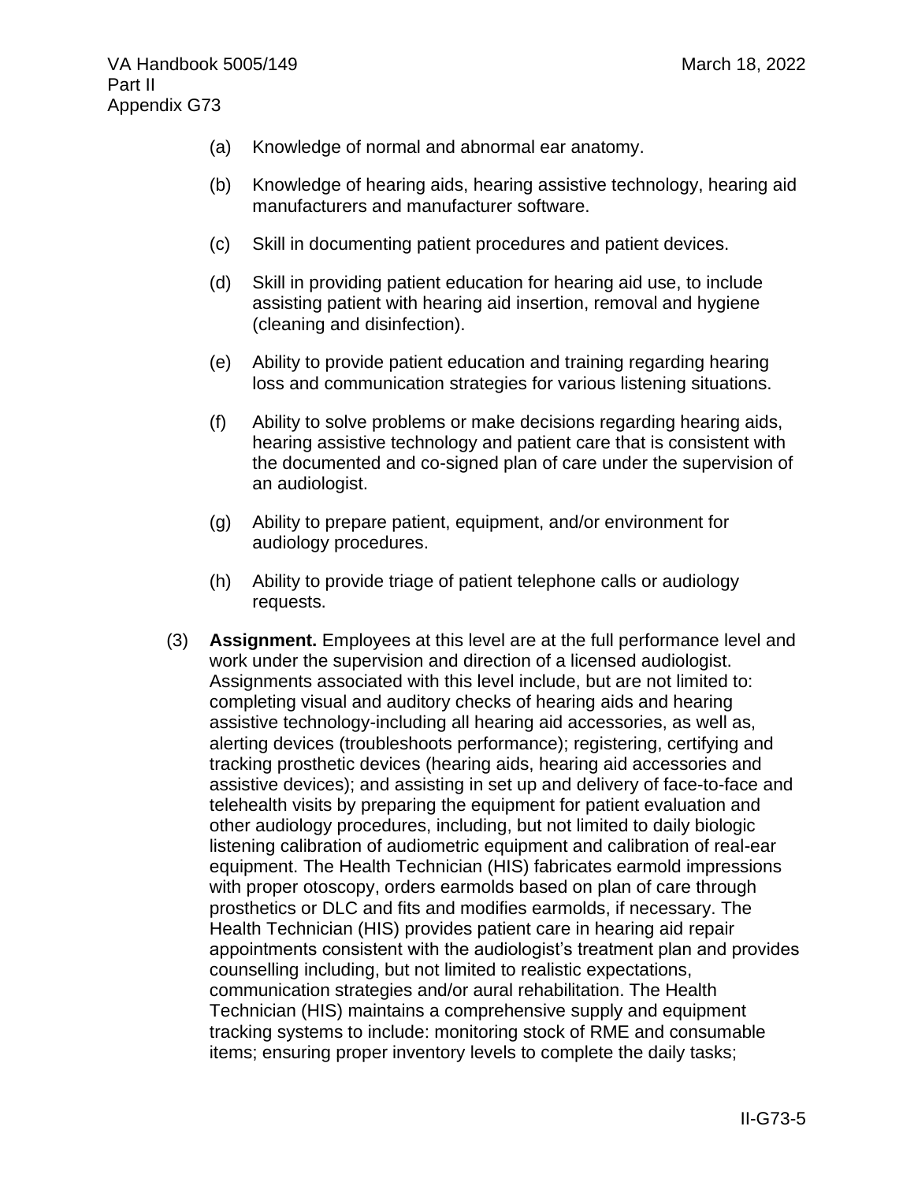(a) Knowledge of normal and abnormal ear anatomy.

(b) Knowledge of hearing aids, hearing assistive technology, hearing aid manufacturers and manufacturer software.

(c) Skill in documenting patient procedures and patient devices.

(d) Skill in providing patient education for hearing aid use, to include assisting patient with hearing aid insertion, removal and hygiene (cleaning and disinfection).

(e) Ability to provide patient education and training regarding hearing loss and communication strategies for various listening situations.

(f) Ability to solve problems or make decisions regarding hearing aids, hearing assistive technology and patient care that is consistent with the documented and co-signed plan of care under the supervision of an audiologist.

(g) Ability to prepare patient, equipment, and/or environment for audiology procedures.

(h) Ability to provide triage of patient telephone calls or audiology requests.

(3) **Assignment.** Employees at this level are at the full performance level and work under the supervision and direction of a licensed audiologist. Assignments associated with this level include, but are not limited to: completing visual and auditory checks of hearing aids and hearing assistive technology-including all hearing aid accessories, as well as, alerting devices (troubleshoots performance); registering, certifying and tracking prosthetic devices (hearing aids, hearing aid accessories and assistive devices); and assisting in set up and delivery of face-to-face and telehealth visits by preparing the equipment for patient evaluation and other audiology procedures, including, but not limited to daily biologic listening calibration of audiometric equipment and calibration of real-ear equipment. The Health Technician (HIS) fabricates earmold impressions with proper otoscopy, orders earmolds based on plan of care through prosthetics or DLC and fits and modifies earmolds, if necessary. The Health Technician (HIS) provides patient care in hearing aid repair appointments consistent with the audiologist's treatment plan and provides counselling including, but not limited to realistic expectations, communication strategies and/or aural rehabilitation. The Health Technician (HIS) maintains a comprehensive supply and equipment tracking systems to include: monitoring stock of RME and consumable items; ensuring proper inventory levels to complete the daily tasks;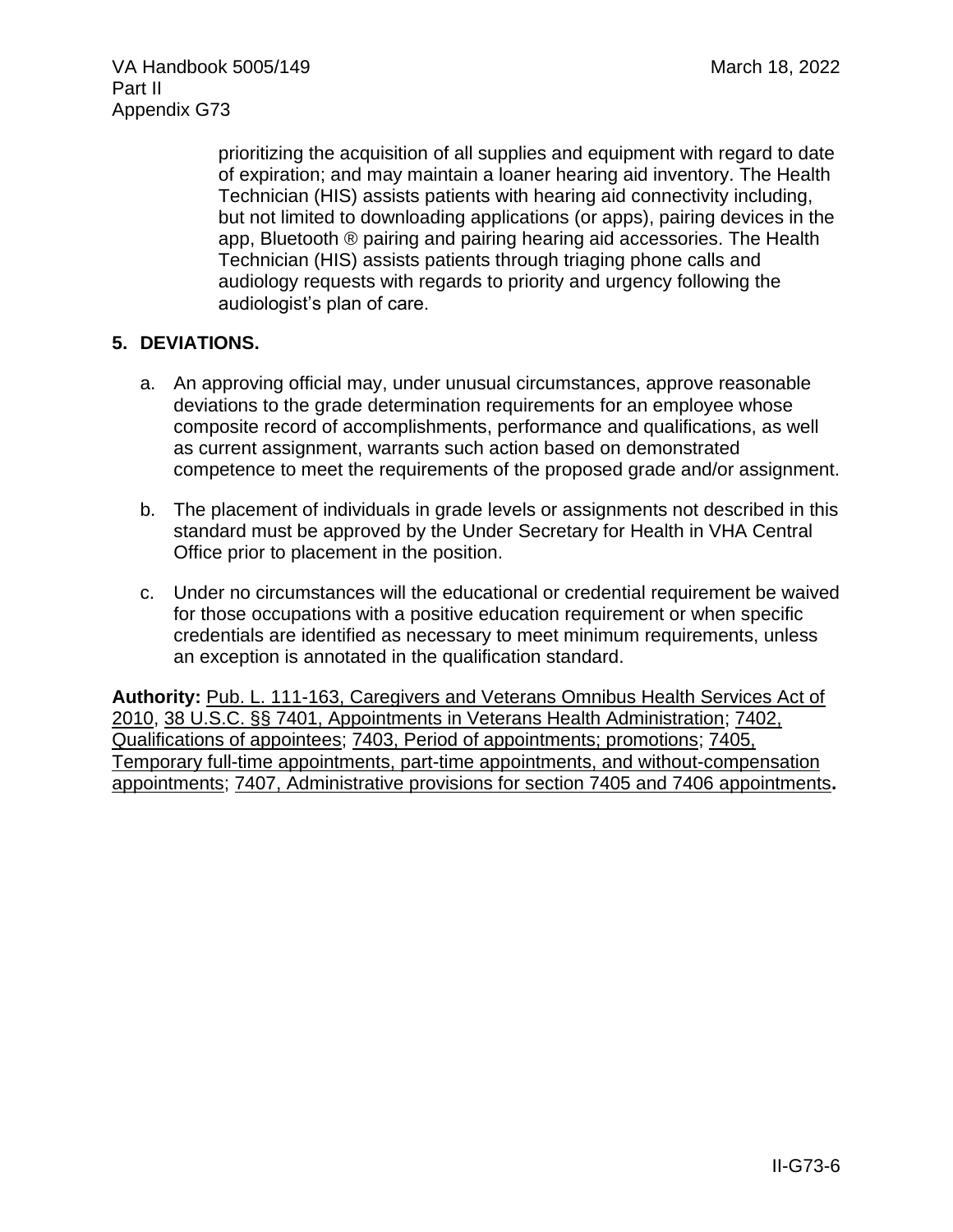prioritizing the acquisition of all supplies and equipment with regard to date of expiration; and may maintain a loaner hearing aid inventory. The Health Technician (HIS) assists patients with hearing aid connectivity including, but not limited to downloading applications (or apps), pairing devices in the app, Bluetooth ® pairing and pairing hearing aid accessories. The Health Technician (HIS) assists patients through triaging phone calls and audiology requests with regards to priority and urgency following the audiologist's plan of care.

## 5. DEVIATIONS.

a. An approving official may, under unusual circumstances, approve reasonable deviations to the grade determination requirements for an employee whose composite record of accomplishments, performance and qualifications, as well as current assignment, warrants such action based on demonstrated competence to meet the requirements of the proposed grade and/or assignment.

b. The placement of individuals in grade levels or assignments not described in this standard must be approved by the Under Secretary for Health in VHA Central Office prior to placement in the position.

c. Under no circumstances will the educational or credential requirement be waived for those occupations with a positive education requirement or when specific credentials are identified as necessary to meet minimum requirements, unless an exception is annotated in the qualification standard.

**Authority:** Pub. L. 111-163, Caregivers and Veterans Omnibus Health Services Act of 2010, 38 U.S.C. §§ 7401, Appointments in Veterans Health Administration; 7402, Qualifications of appointees; 7403, Period of appointments; promotions; 7405, Temporary full-time appointments, part-time appointments, and without-compensation appointments; 7407, Administrative provisions for section 7405 and 7406 appointments**.**